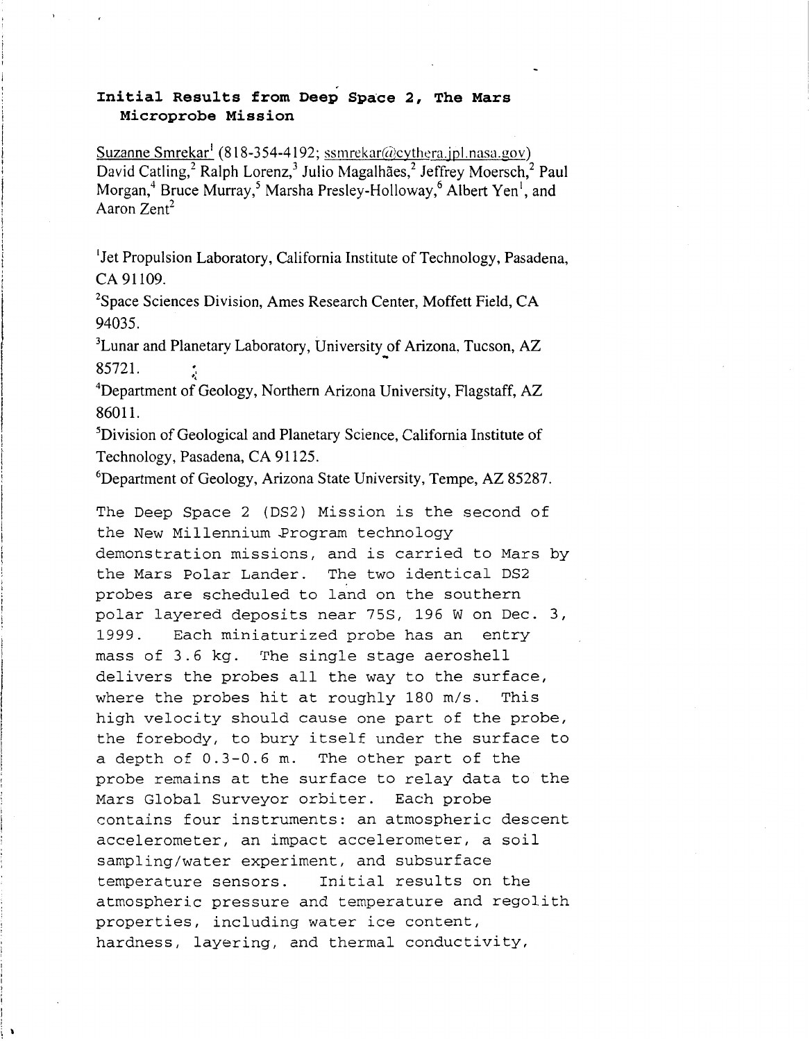# Initial Results from Deep Space 2, The Mars Microprobe Mission

Suzanne Smrekar[1] (818-354-4192; ssmrekar@cythera.jpl.nasa.gov)
David Catling,[2] Ralph Lorenz,[3] Julio Magalhães,[2] Jeffrey Moersch,[2] Paul Morgan,[4] Bruce Murray,[5] Marsha Presley-Holloway,[6] Albert Yen[1], and Aaron Zent[2]

[1]Jet Propulsion Laboratory, California Institute of Technology, Pasadena, CA 91109.

[2]Space Sciences Division, Ames Research Center, Moffett Field, CA 94035.

[3]Lunar and Planetary Laboratory, University of Arizona, Tucson, AZ 85721.

[4]Department of Geology, Northern Arizona University, Flagstaff, AZ 86011.

[5]Division of Geological and Planetary Science, California Institute of Technology, Pasadena, CA 91125.

[6]Department of Geology, Arizona State University, Tempe, AZ 85287.

The Deep Space 2 (DS2) Mission is the second of the New Millennium Program technology demonstration missions, and is carried to Mars by the Mars Polar Lander. The two identical DS2 probes are scheduled to land on the southern polar layered deposits near 75S, 196 W on Dec. 3, 1999. Each miniaturized probe has an entry mass of 3.6 kg. The single stage aeroshell delivers the probes all the way to the surface, where the probes hit at roughly 180 m/s. This high velocity should cause one part of the probe, the forebody, to bury itself under the surface to a depth of 0.3-0.6 m. The other part of the probe remains at the surface to relay data to the Mars Global Surveyor orbiter. Each probe contains four instruments: an atmospheric descent accelerometer, an impact accelerometer, a soil sampling/water experiment, and subsurface temperature sensors. Initial results on the atmospheric pressure and temperature and regolith properties, including water ice content, hardness, layering, and thermal conductivity,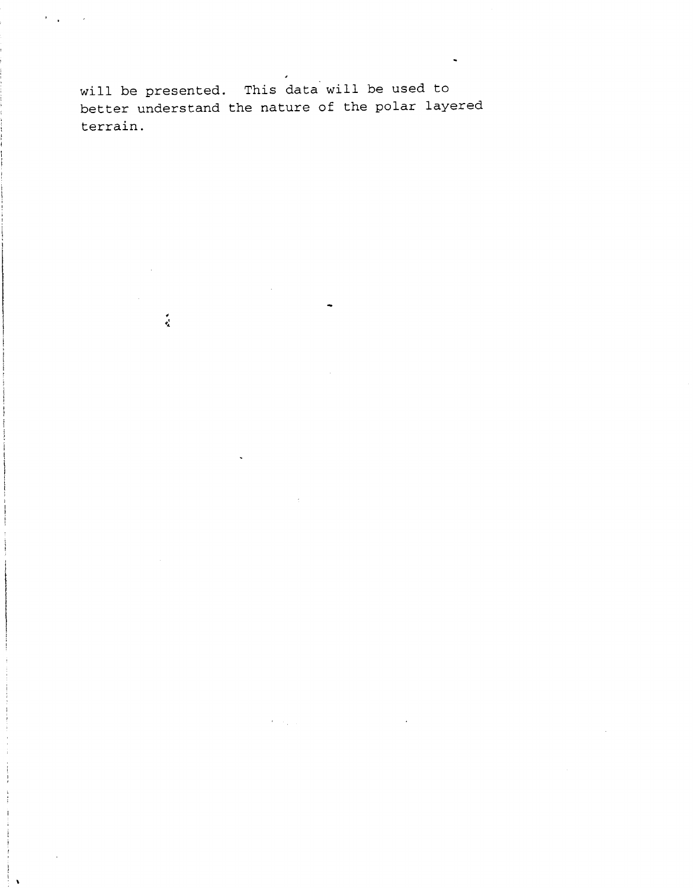will be presented. This data will be used to better understand the nature of the polar layered terrain.